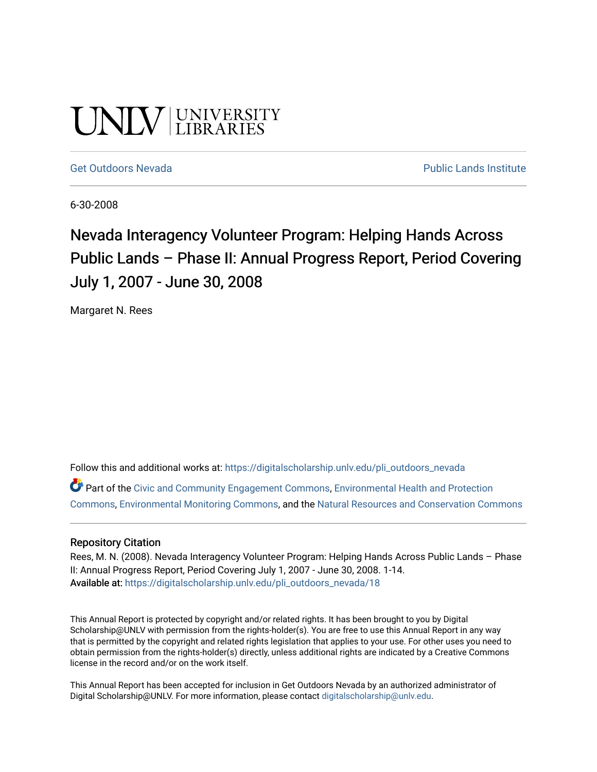UNLV | UNIVERSITY LIBRARIES

Get Outdoors Nevada | Public Lands Institute

6-30-2008

# Nevada Interagency Volunteer Program: Helping Hands Across Public Lands – Phase II: Annual Progress Report, Period Covering July 1, 2007 - June 30, 2008

Margaret N. Rees

Follow this and additional works at: https://digitalscholarship.unlv.edu/pli_outdoors_nevada

Part of the Civic and Community Engagement Commons, Environmental Health and Protection Commons, Environmental Monitoring Commons, and the Natural Resources and Conservation Commons

### Repository Citation

Rees, M. N. (2008). Nevada Interagency Volunteer Program: Helping Hands Across Public Lands – Phase II: Annual Progress Report, Period Covering July 1, 2007 - June 30, 2008. 1-14.
**Available at:** https://digitalscholarship.unlv.edu/pli_outdoors_nevada/18

This Annual Report is protected by copyright and/or related rights. It has been brought to you by Digital Scholarship@UNLV with permission from the rights-holder(s). You are free to use this Annual Report in any way that is permitted by the copyright and related rights legislation that applies to your use. For other uses you need to obtain permission from the rights-holder(s) directly, unless additional rights are indicated by a Creative Commons license in the record and/or on the work itself.

This Annual Report has been accepted for inclusion in Get Outdoors Nevada by an authorized administrator of Digital Scholarship@UNLV. For more information, please contact digitalscholarship@unlv.edu.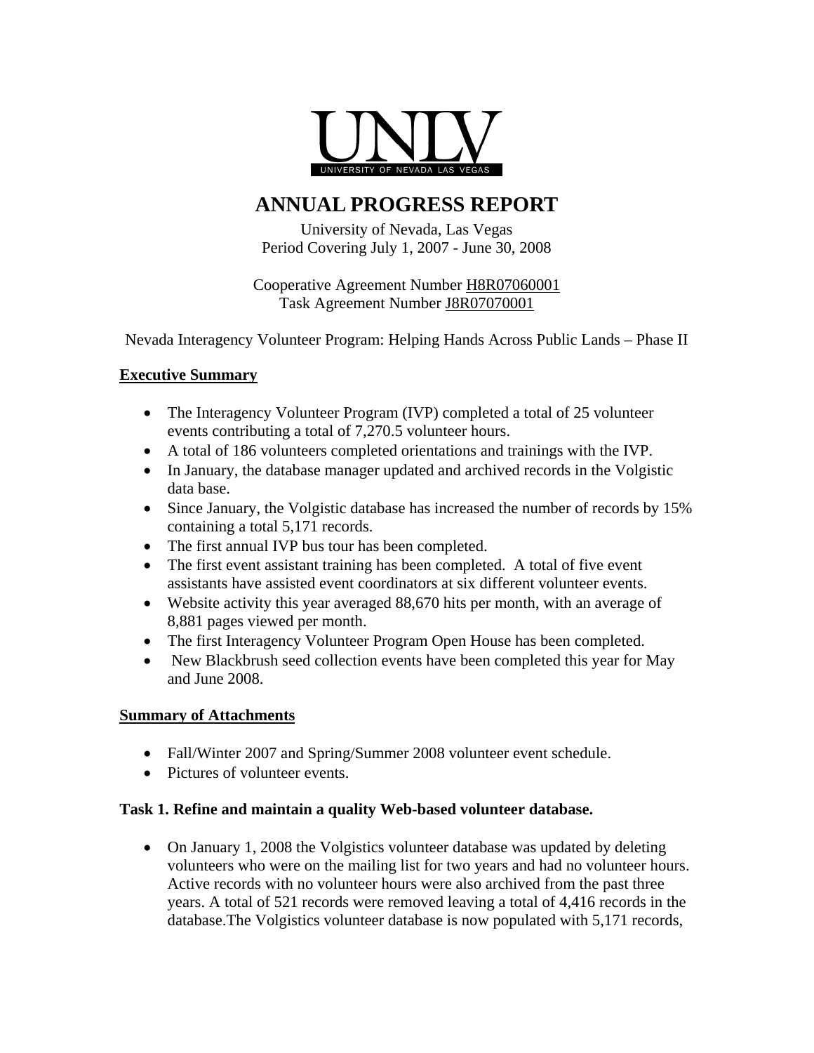UNLV
UNIVERSITY OF NEVADA LAS VEGAS

# ANNUAL PROGRESS REPORT

University of Nevada, Las Vegas
Period Covering July 1, 2007 - June 30, 2008

Cooperative Agreement Number H8R07060001
Task Agreement Number J8R07070001

Nevada Interagency Volunteer Program: Helping Hands Across Public Lands – Phase II

## Executive Summary

- The Interagency Volunteer Program (IVP) completed a total of 25 volunteer events contributing a total of 7,270.5 volunteer hours.
- A total of 186 volunteers completed orientations and trainings with the IVP.
- In January, the database manager updated and archived records in the Volgistic data base.
- Since January, the Volgistic database has increased the number of records by 15% containing a total 5,171 records.
- The first annual IVP bus tour has been completed.
- The first event assistant training has been completed. A total of five event assistants have assisted event coordinators at six different volunteer events.
- Website activity this year averaged 88,670 hits per month, with an average of 8,881 pages viewed per month.
- The first Interagency Volunteer Program Open House has been completed.
- New Blackbrush seed collection events have been completed this year for May and June 2008.

## Summary of Attachments

- Fall/Winter 2007 and Spring/Summer 2008 volunteer event schedule.
- Pictures of volunteer events.

### Task 1. Refine and maintain a quality Web-based volunteer database.

- On January 1, 2008 the Volgistics volunteer database was updated by deleting volunteers who were on the mailing list for two years and had no volunteer hours. Active records with no volunteer hours were also archived from the past three years. A total of 521 records were removed leaving a total of 4,416 records in the database.The Volgistics volunteer database is now populated with 5,171 records,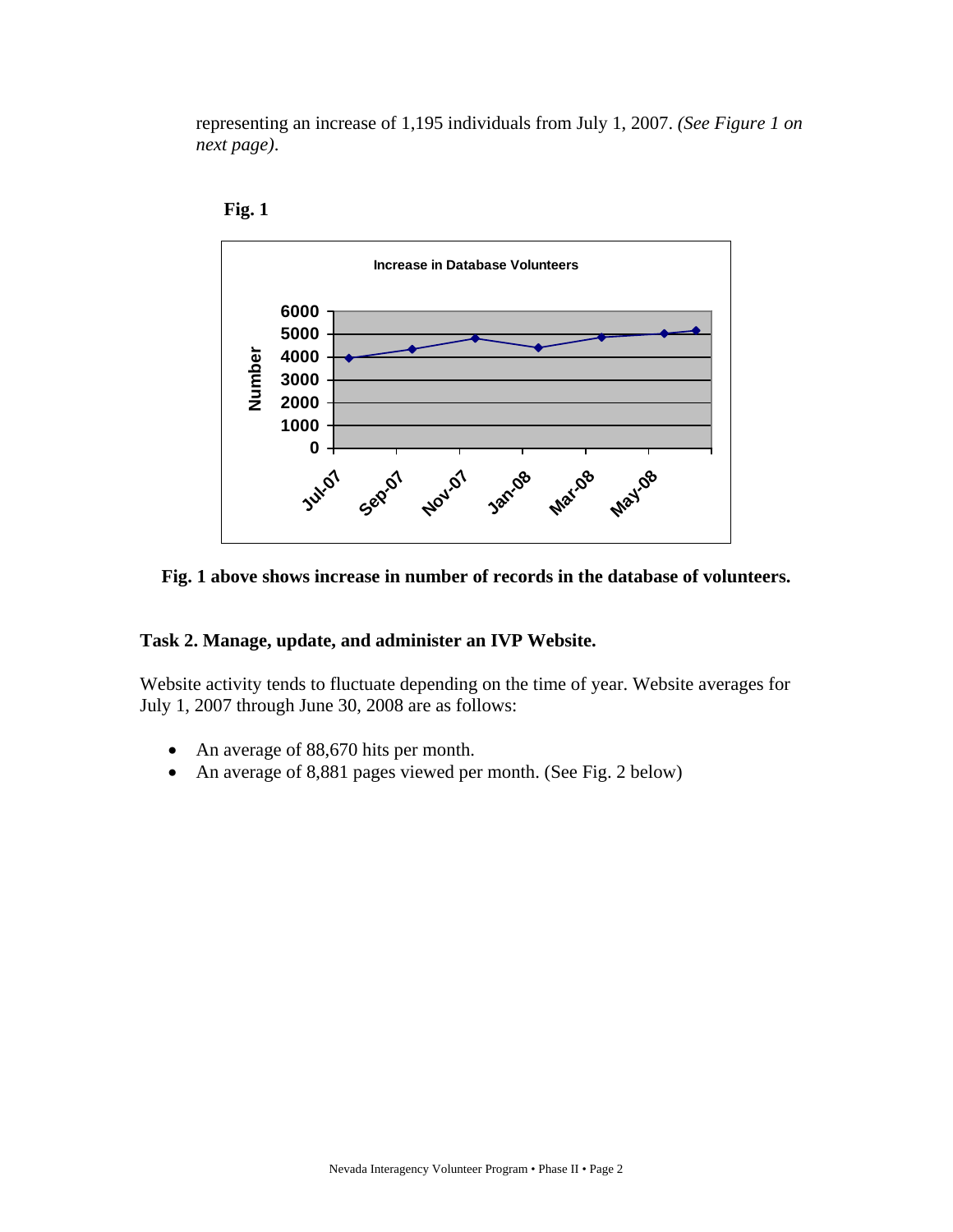representing an increase of 1,195 individuals from July 1, 2007. *(See Figure 1 on next page).*

**Fig. 1**

**Fig. 1 above shows increase in number of records in the database of volunteers.**

**Task 2. Manage, update, and administer an IVP Website.**

Website activity tends to fluctuate depending on the time of year. Website averages for July 1, 2007 through June 30, 2008 are as follows:

- An average of 88,670 hits per month.
- An average of 8,881 pages viewed per month. (See Fig. 2 below)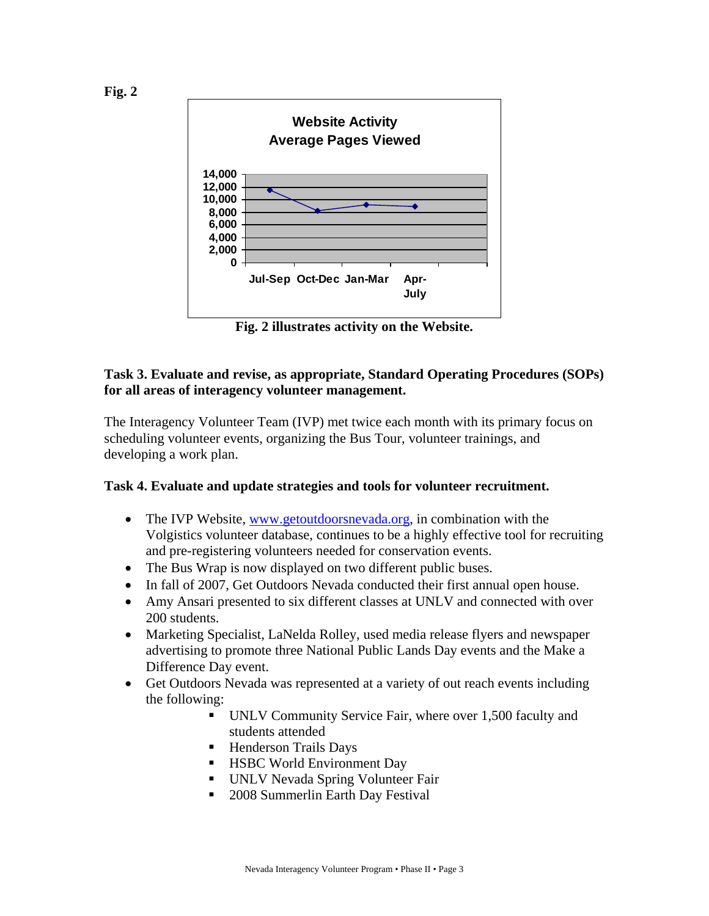**Fig. 2**

Website Activity
Average Pages Viewed

Fig. 2 illustrates activity on the Website.

**Task 3. Evaluate and revise, as appropriate, Standard Operating Procedures (SOPs) for all areas of interagency volunteer management.**

The Interagency Volunteer Team (IVP) met twice each month with its primary focus on scheduling volunteer events, organizing the Bus Tour, volunteer trainings, and developing a work plan.

**Task 4. Evaluate and update strategies and tools for volunteer recruitment.**

- The IVP Website, www.getoutdoorsnevada.org, in combination with the Volgistics volunteer database, continues to be a highly effective tool for recruiting and pre-registering volunteers needed for conservation events.
- The Bus Wrap is now displayed on two different public buses.
- In fall of 2007, Get Outdoors Nevada conducted their first annual open house.
- Amy Ansari presented to six different classes at UNLV and connected with over 200 students.
- Marketing Specialist, LaNelda Rolley, used media release flyers and newspaper advertising to promote three National Public Lands Day events and the Make a Difference Day event.
- Get Outdoors Nevada was represented at a variety of out reach events including the following:
  - UNLV Community Service Fair, where over 1,500 faculty and students attended
  - Henderson Trails Days
  - HSBC World Environment Day
  - UNLV Nevada Spring Volunteer Fair
  - 2008 Summerlin Earth Day Festival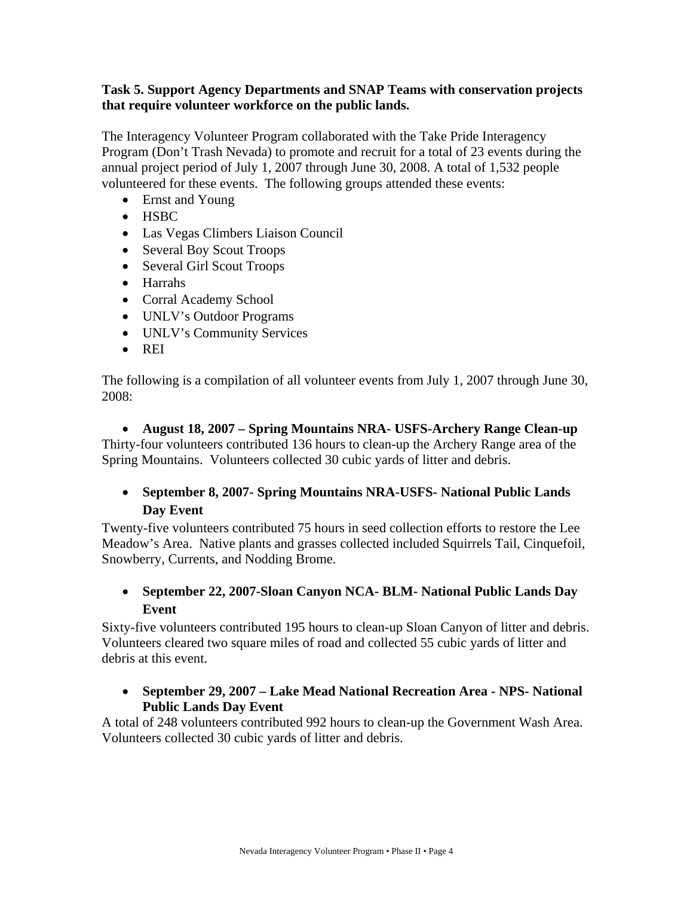**Task 5. Support Agency Departments and SNAP Teams with conservation projects that require volunteer workforce on the public lands.**

The Interagency Volunteer Program collaborated with the Take Pride Interagency Program (Don't Trash Nevada) to promote and recruit for a total of 23 events during the annual project period of July 1, 2007 through June 30, 2008. A total of 1,532 people volunteered for these events. The following groups attended these events:

- Ernst and Young
- HSBC
- Las Vegas Climbers Liaison Council
- Several Boy Scout Troops
- Several Girl Scout Troops
- Harrahs
- Corral Academy School
- UNLV's Outdoor Programs
- UNLV's Community Services
- REI

The following is a compilation of all volunteer events from July 1, 2007 through June 30, 2008:

- **August 18, 2007 – Spring Mountains NRA- USFS-Archery Range Clean-up**

Thirty-four volunteers contributed 136 hours to clean-up the Archery Range area of the Spring Mountains. Volunteers collected 30 cubic yards of litter and debris.

- **September 8, 2007- Spring Mountains NRA-USFS- National Public Lands Day Event**

Twenty-five volunteers contributed 75 hours in seed collection efforts to restore the Lee Meadow's Area. Native plants and grasses collected included Squirrels Tail, Cinquefoil, Snowberry, Currents, and Nodding Brome.

- **September 22, 2007-Sloan Canyon NCA- BLM- National Public Lands Day Event**

Sixty-five volunteers contributed 195 hours to clean-up Sloan Canyon of litter and debris. Volunteers cleared two square miles of road and collected 55 cubic yards of litter and debris at this event.

- **September 29, 2007 – Lake Mead National Recreation Area - NPS- National Public Lands Day Event**

A total of 248 volunteers contributed 992 hours to clean-up the Government Wash Area. Volunteers collected 30 cubic yards of litter and debris.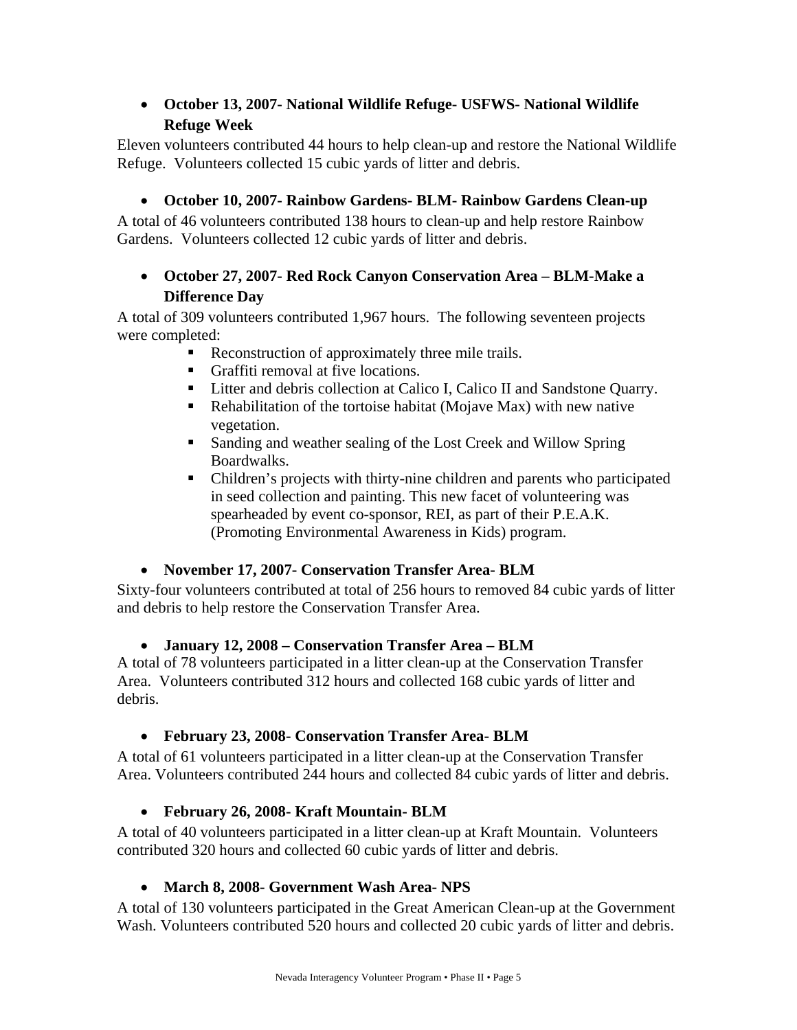- **October 13, 2007- National Wildlife Refuge- USFWS- National Wildlife Refuge Week**

Eleven volunteers contributed 44 hours to help clean-up and restore the National Wildlife Refuge. Volunteers collected 15 cubic yards of litter and debris.

- **October 10, 2007- Rainbow Gardens- BLM- Rainbow Gardens Clean-up**

A total of 46 volunteers contributed 138 hours to clean-up and help restore Rainbow Gardens. Volunteers collected 12 cubic yards of litter and debris.

- **October 27, 2007- Red Rock Canyon Conservation Area – BLM-Make a Difference Day**

A total of 309 volunteers contributed 1,967 hours. The following seventeen projects were completed:

  - Reconstruction of approximately three mile trails.
  - Graffiti removal at five locations.
  - Litter and debris collection at Calico I, Calico II and Sandstone Quarry.
  - Rehabilitation of the tortoise habitat (Mojave Max) with new native vegetation.
  - Sanding and weather sealing of the Lost Creek and Willow Spring Boardwalks.
  - Children's projects with thirty-nine children and parents who participated in seed collection and painting. This new facet of volunteering was spearheaded by event co-sponsor, REI, as part of their P.E.A.K. (Promoting Environmental Awareness in Kids) program.

- **November 17, 2007- Conservation Transfer Area- BLM**

Sixty-four volunteers contributed at total of 256 hours to removed 84 cubic yards of litter and debris to help restore the Conservation Transfer Area.

- **January 12, 2008 – Conservation Transfer Area – BLM**

A total of 78 volunteers participated in a litter clean-up at the Conservation Transfer Area. Volunteers contributed 312 hours and collected 168 cubic yards of litter and debris.

- **February 23, 2008- Conservation Transfer Area- BLM**

A total of 61 volunteers participated in a litter clean-up at the Conservation Transfer Area. Volunteers contributed 244 hours and collected 84 cubic yards of litter and debris.

- **February 26, 2008- Kraft Mountain- BLM**

A total of 40 volunteers participated in a litter clean-up at Kraft Mountain. Volunteers contributed 320 hours and collected 60 cubic yards of litter and debris.

- **March 8, 2008- Government Wash Area- NPS**

A total of 130 volunteers participated in the Great American Clean-up at the Government Wash. Volunteers contributed 520 hours and collected 20 cubic yards of litter and debris.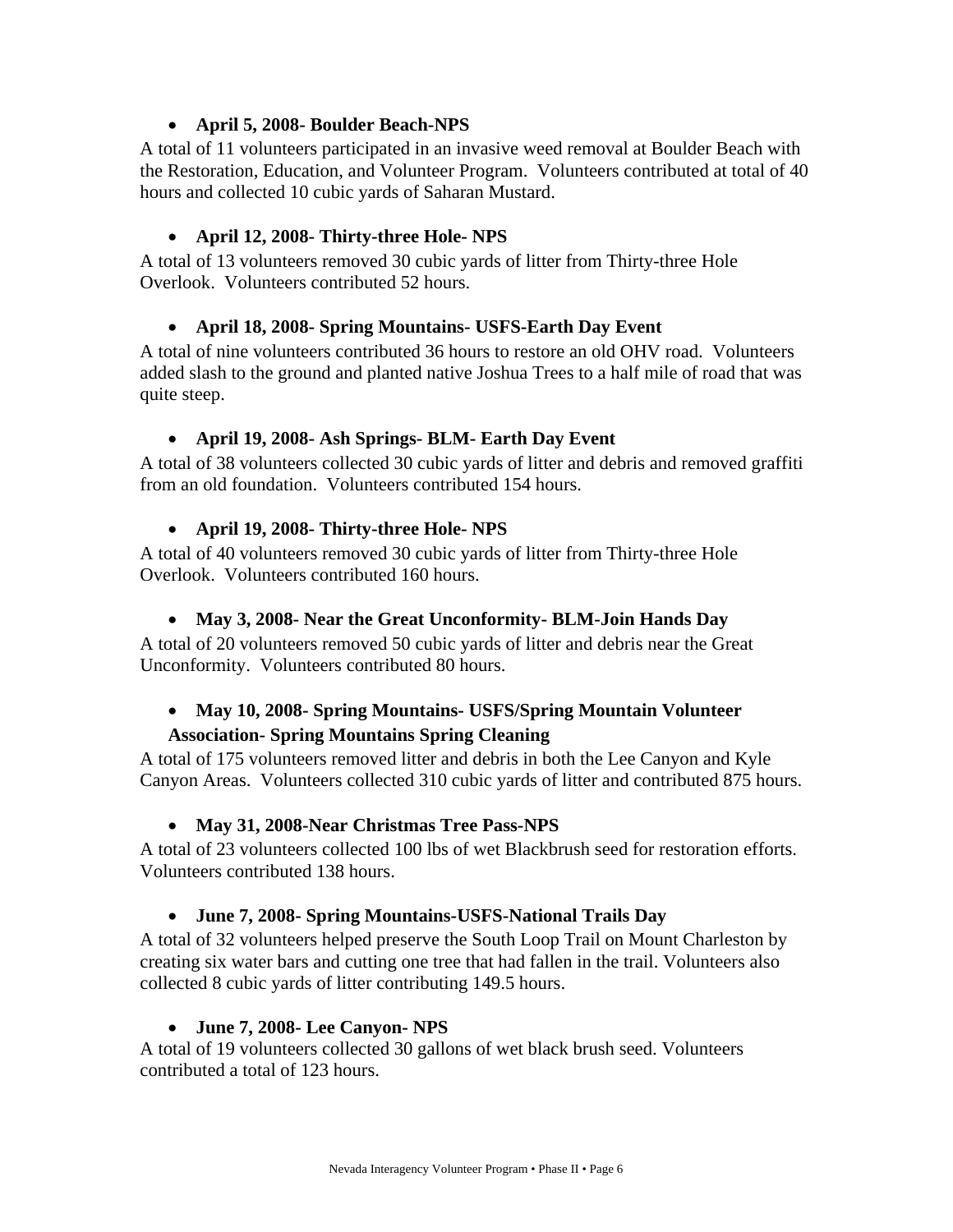- **April 5, 2008- Boulder Beach-NPS**

A total of 11 volunteers participated in an invasive weed removal at Boulder Beach with the Restoration, Education, and Volunteer Program. Volunteers contributed at total of 40 hours and collected 10 cubic yards of Saharan Mustard.

- **April 12, 2008- Thirty-three Hole- NPS**

A total of 13 volunteers removed 30 cubic yards of litter from Thirty-three Hole Overlook. Volunteers contributed 52 hours.

- **April 18, 2008- Spring Mountains- USFS-Earth Day Event**

A total of nine volunteers contributed 36 hours to restore an old OHV road. Volunteers added slash to the ground and planted native Joshua Trees to a half mile of road that was quite steep.

- **April 19, 2008- Ash Springs- BLM- Earth Day Event**

A total of 38 volunteers collected 30 cubic yards of litter and debris and removed graffiti from an old foundation. Volunteers contributed 154 hours.

- **April 19, 2008- Thirty-three Hole- NPS**

A total of 40 volunteers removed 30 cubic yards of litter from Thirty-three Hole Overlook. Volunteers contributed 160 hours.

- **May 3, 2008- Near the Great Unconformity- BLM-Join Hands Day**

A total of 20 volunteers removed 50 cubic yards of litter and debris near the Great Unconformity. Volunteers contributed 80 hours.

- **May 10, 2008- Spring Mountains- USFS/Spring Mountain Volunteer Association- Spring Mountains Spring Cleaning**

A total of 175 volunteers removed litter and debris in both the Lee Canyon and Kyle Canyon Areas. Volunteers collected 310 cubic yards of litter and contributed 875 hours.

- **May 31, 2008-Near Christmas Tree Pass-NPS**

A total of 23 volunteers collected 100 lbs of wet Blackbrush seed for restoration efforts. Volunteers contributed 138 hours.

- **June 7, 2008- Spring Mountains-USFS-National Trails Day**

A total of 32 volunteers helped preserve the South Loop Trail on Mount Charleston by creating six water bars and cutting one tree that had fallen in the trail. Volunteers also collected 8 cubic yards of litter contributing 149.5 hours.

- **June 7, 2008- Lee Canyon- NPS**

A total of 19 volunteers collected 30 gallons of wet black brush seed. Volunteers contributed a total of 123 hours.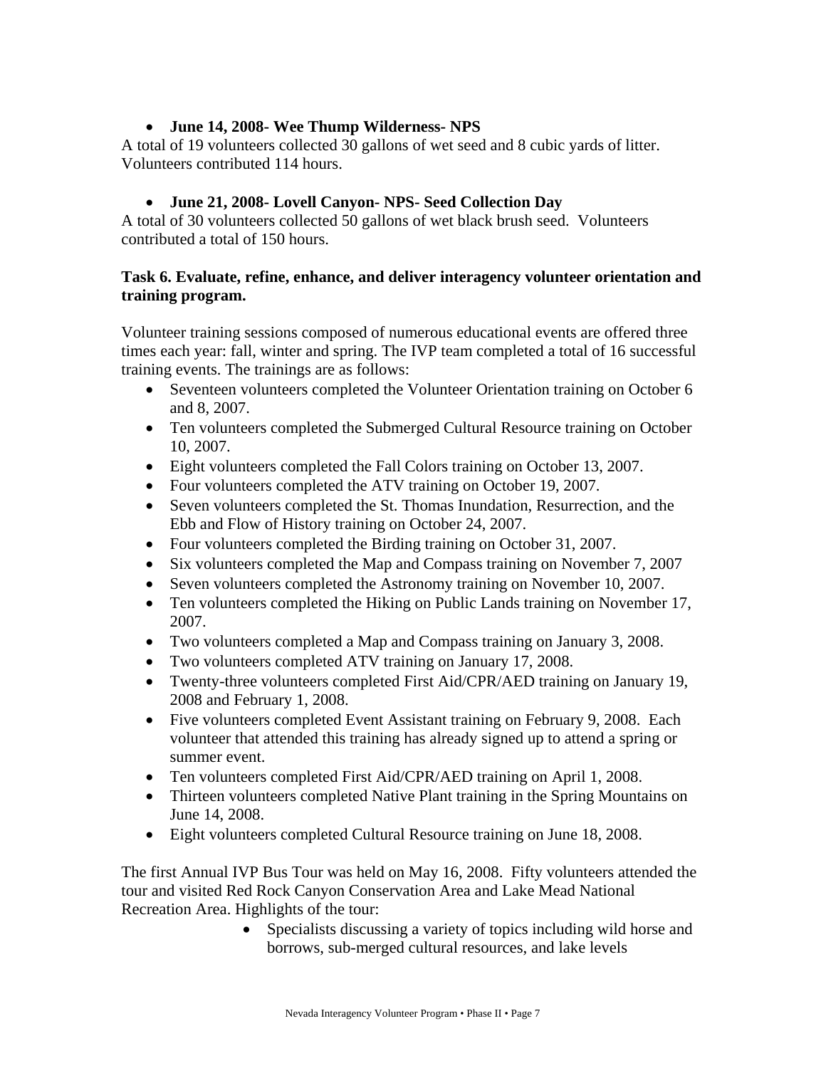- **June 14, 2008- Wee Thump Wilderness- NPS**

A total of 19 volunteers collected 30 gallons of wet seed and 8 cubic yards of litter. Volunteers contributed 114 hours.

- **June 21, 2008- Lovell Canyon- NPS- Seed Collection Day**

A total of 30 volunteers collected 50 gallons of wet black brush seed. Volunteers contributed a total of 150 hours.

**Task 6. Evaluate, refine, enhance, and deliver interagency volunteer orientation and training program.**

Volunteer training sessions composed of numerous educational events are offered three times each year: fall, winter and spring. The IVP team completed a total of 16 successful training events. The trainings are as follows:

- Seventeen volunteers completed the Volunteer Orientation training on October 6 and 8, 2007.
- Ten volunteers completed the Submerged Cultural Resource training on October 10, 2007.
- Eight volunteers completed the Fall Colors training on October 13, 2007.
- Four volunteers completed the ATV training on October 19, 2007.
- Seven volunteers completed the St. Thomas Inundation, Resurrection, and the Ebb and Flow of History training on October 24, 2007.
- Four volunteers completed the Birding training on October 31, 2007.
- Six volunteers completed the Map and Compass training on November 7, 2007
- Seven volunteers completed the Astronomy training on November 10, 2007.
- Ten volunteers completed the Hiking on Public Lands training on November 17, 2007.
- Two volunteers completed a Map and Compass training on January 3, 2008.
- Two volunteers completed ATV training on January 17, 2008.
- Twenty-three volunteers completed First Aid/CPR/AED training on January 19, 2008 and February 1, 2008.
- Five volunteers completed Event Assistant training on February 9, 2008. Each volunteer that attended this training has already signed up to attend a spring or summer event.
- Ten volunteers completed First Aid/CPR/AED training on April 1, 2008.
- Thirteen volunteers completed Native Plant training in the Spring Mountains on June 14, 2008.
- Eight volunteers completed Cultural Resource training on June 18, 2008.

The first Annual IVP Bus Tour was held on May 16, 2008. Fifty volunteers attended the tour and visited Red Rock Canyon Conservation Area and Lake Mead National Recreation Area. Highlights of the tour:

- Specialists discussing a variety of topics including wild horse and borrows, sub-merged cultural resources, and lake levels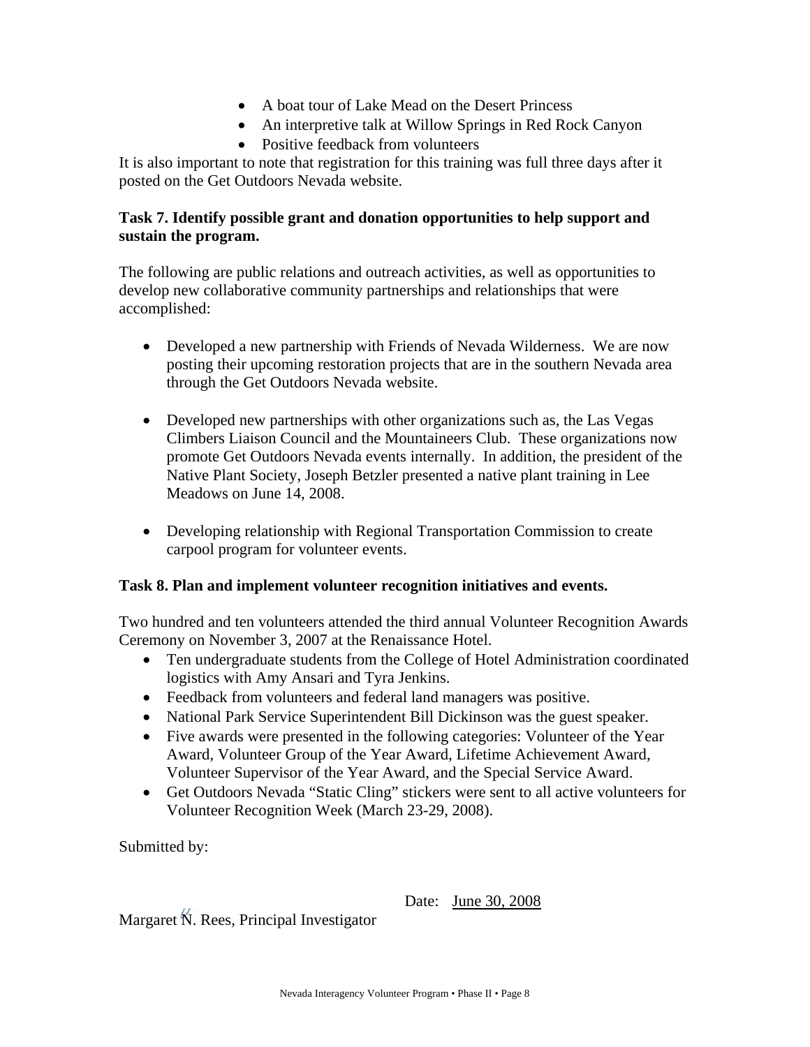- A boat tour of Lake Mead on the Desert Princess
- An interpretive talk at Willow Springs in Red Rock Canyon
- Positive feedback from volunteers

It is also important to note that registration for this training was full three days after it posted on the Get Outdoors Nevada website.

**Task 7. Identify possible grant and donation opportunities to help support and sustain the program.**

The following are public relations and outreach activities, as well as opportunities to develop new collaborative community partnerships and relationships that were accomplished:

- Developed a new partnership with Friends of Nevada Wilderness. We are now posting their upcoming restoration projects that are in the southern Nevada area through the Get Outdoors Nevada website.

- Developed new partnerships with other organizations such as, the Las Vegas Climbers Liaison Council and the Mountaineers Club. These organizations now promote Get Outdoors Nevada events internally. In addition, the president of the Native Plant Society, Joseph Betzler presented a native plant training in Lee Meadows on June 14, 2008.

- Developing relationship with Regional Transportation Commission to create carpool program for volunteer events.

**Task 8. Plan and implement volunteer recognition initiatives and events.**

Two hundred and ten volunteers attended the third annual Volunteer Recognition Awards Ceremony on November 3, 2007 at the Renaissance Hotel.

- Ten undergraduate students from the College of Hotel Administration coordinated logistics with Amy Ansari and Tyra Jenkins.
- Feedback from volunteers and federal land managers was positive.
- National Park Service Superintendent Bill Dickinson was the guest speaker.
- Five awards were presented in the following categories: Volunteer of the Year Award, Volunteer Group of the Year Award, Lifetime Achievement Award, Volunteer Supervisor of the Year Award, and the Special Service Award.
- Get Outdoors Nevada "Static Cling" stickers were sent to all active volunteers for Volunteer Recognition Week (March 23-29, 2008).

Submitted by:

Date: June 30, 2008

Margaret N. Rees, Principal Investigator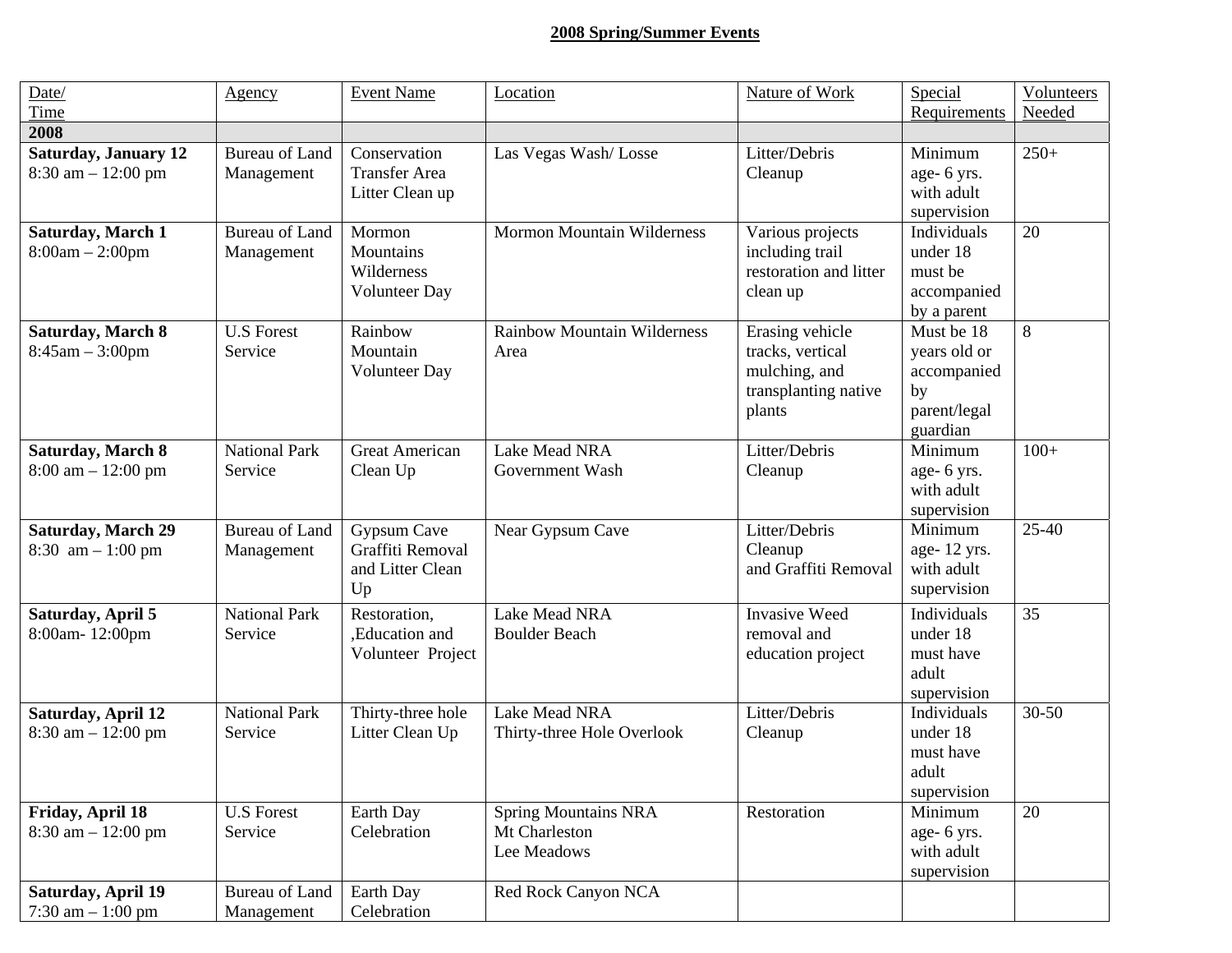**2008 Spring/Summer Events**

| Date/ Time | Agency | Event Name | Location | Nature of Work | Special Requirements | Volunteers Needed |
|---|---|---|---|---|---|---|
| **2008** | | | | | | |
| **Saturday, January 12** 8:30 am – 12:00 pm | Bureau of Land Management | Conservation Transfer Area Litter Clean up | Las Vegas Wash/ Losse | Litter/Debris Cleanup | Minimum age- 6 yrs. with adult supervision | 250+ |
| **Saturday, March 1** 8:00am – 2:00pm | Bureau of Land Management | Mormon Mountains Wilderness Volunteer Day | Mormon Mountain Wilderness | Various projects including trail restoration and litter clean up | Individuals under 18 must be accompanied by a parent | 20 |
| **Saturday, March 8** 8:45am – 3:00pm | U.S Forest Service | Rainbow Mountain Volunteer Day | Rainbow Mountain Wilderness Area | Erasing vehicle tracks, vertical mulching, and transplanting native plants | Must be 18 years old or accompanied by parent/legal guardian | 8 |
| **Saturday, March 8** 8:00 am – 12:00 pm | National Park Service | Great American Clean Up | Lake Mead NRA Government Wash | Litter/Debris Cleanup | Minimum age- 6 yrs. with adult supervision | 100+ |
| **Saturday, March 29** 8:30 am – 1:00 pm | Bureau of Land Management | Gypsum Cave Graffiti Removal and Litter Clean Up | Near Gypsum Cave | Litter/Debris Cleanup and Graffiti Removal | Minimum age- 12 yrs. with adult supervision | 25-40 |
| **Saturday, April 5** 8:00am- 12:00pm | National Park Service | Restoration, ,Education and Volunteer Project | Lake Mead NRA Boulder Beach | Invasive Weed removal and education project | Individuals under 18 must have adult supervision | 35 |
| **Saturday, April 12** 8:30 am – 12:00 pm | National Park Service | Thirty-three hole Litter Clean Up | Lake Mead NRA Thirty-three Hole Overlook | Litter/Debris Cleanup | Individuals under 18 must have adult supervision | 30-50 |
| **Friday, April 18** 8:30 am – 12:00 pm | U.S Forest Service | Earth Day Celebration | Spring Mountains NRA Mt Charleston Lee Meadows | Restoration | Minimum age- 6 yrs. with adult supervision | 20 |
| **Saturday, April 19** 7:30 am – 1:00 pm | Bureau of Land Management | Earth Day Celebration | Red Rock Canyon NCA | | | |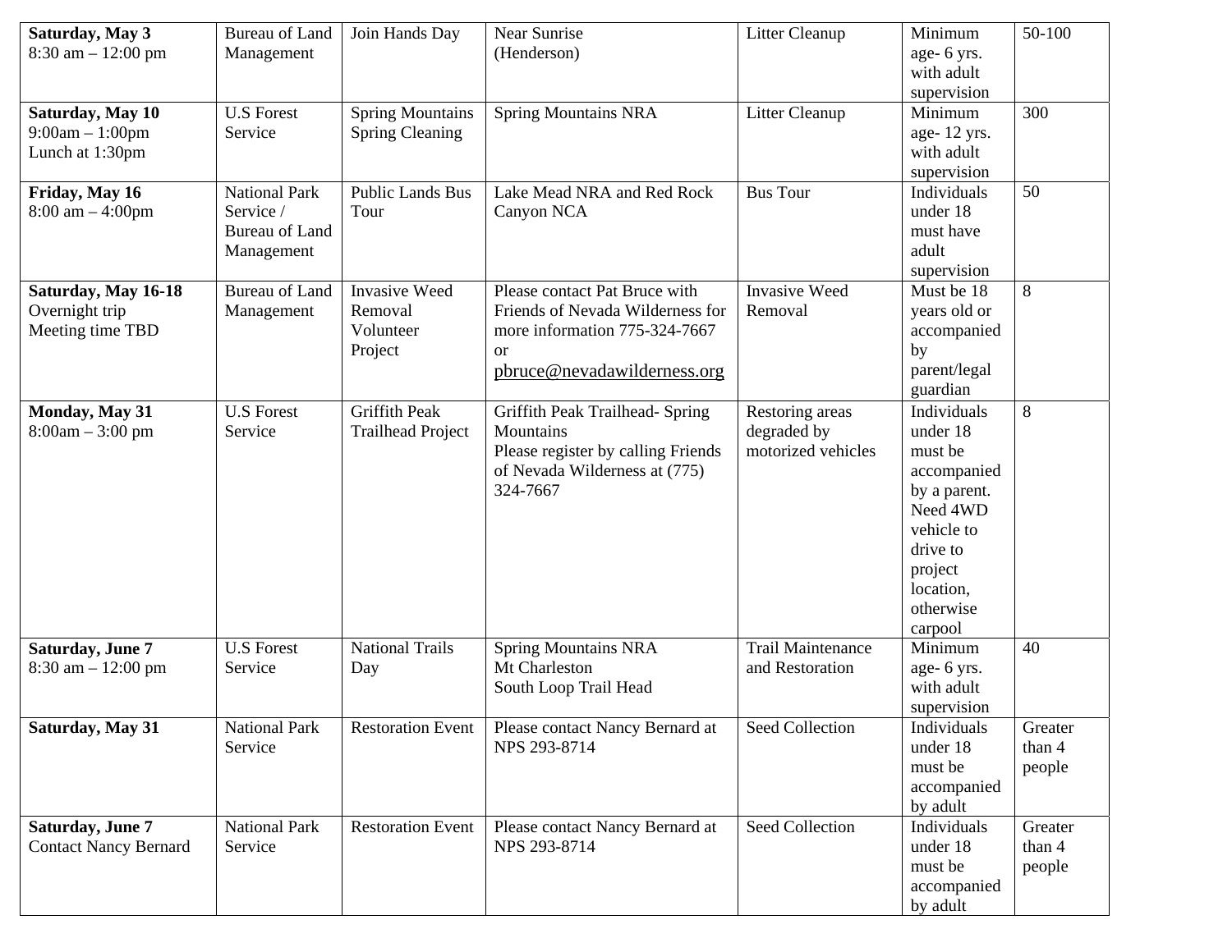| **Saturday, May 3** 8:30 am – 12:00 pm | Bureau of Land Management | Join Hands Day | Near Sunrise (Henderson) | Litter Cleanup | Minimum age- 6 yrs. with adult supervision | 50-100 |
|---|---|---|---|---|---|---|
| **Saturday, May 10** 9:00am – 1:00pm Lunch at 1:30pm | U.S Forest Service | Spring Mountains Spring Cleaning | Spring Mountains NRA | Litter Cleanup | Minimum age- 12 yrs. with adult supervision | 300 |
| **Friday, May 16** 8:00 am – 4:00pm | National Park Service / Bureau of Land Management | Public Lands Bus Tour | Lake Mead NRA and Red Rock Canyon NCA | Bus Tour | Individuals under 18 must have adult supervision | 50 |
| **Saturday, May 16-18** Overnight trip Meeting time TBD | Bureau of Land Management | Invasive Weed Removal Volunteer Project | Please contact Pat Bruce with Friends of Nevada Wilderness for more information 775-324-7667 or pbruce@nevadawilderness.org | Invasive Weed Removal | Must be 18 years old or accompanied by parent/legal guardian | 8 |
| **Monday, May 31** 8:00am – 3:00 pm | U.S Forest Service | Griffith Peak Trailhead Project | Griffith Peak Trailhead- Spring Mountains Please register by calling Friends of Nevada Wilderness at (775) 324-7667 | Restoring areas degraded by motorized vehicles | Individuals under 18 must be accompanied by a parent. Need 4WD vehicle to drive to project location, otherwise carpool | 8 |
| **Saturday, June 7** 8:30 am – 12:00 pm | U.S Forest Service | National Trails Day | Spring Mountains NRA Mt Charleston South Loop Trail Head | Trail Maintenance and Restoration | Minimum age- 6 yrs. with adult supervision | 40 |
| **Saturday, May 31** | National Park Service | Restoration Event | Please contact Nancy Bernard at NPS 293-8714 | Seed Collection | Individuals under 18 must be accompanied by adult | Greater than 4 people |
| **Saturday, June 7** Contact Nancy Bernard | National Park Service | Restoration Event | Please contact Nancy Bernard at NPS 293-8714 | Seed Collection | Individuals under 18 must be accompanied by adult | Greater than 4 people |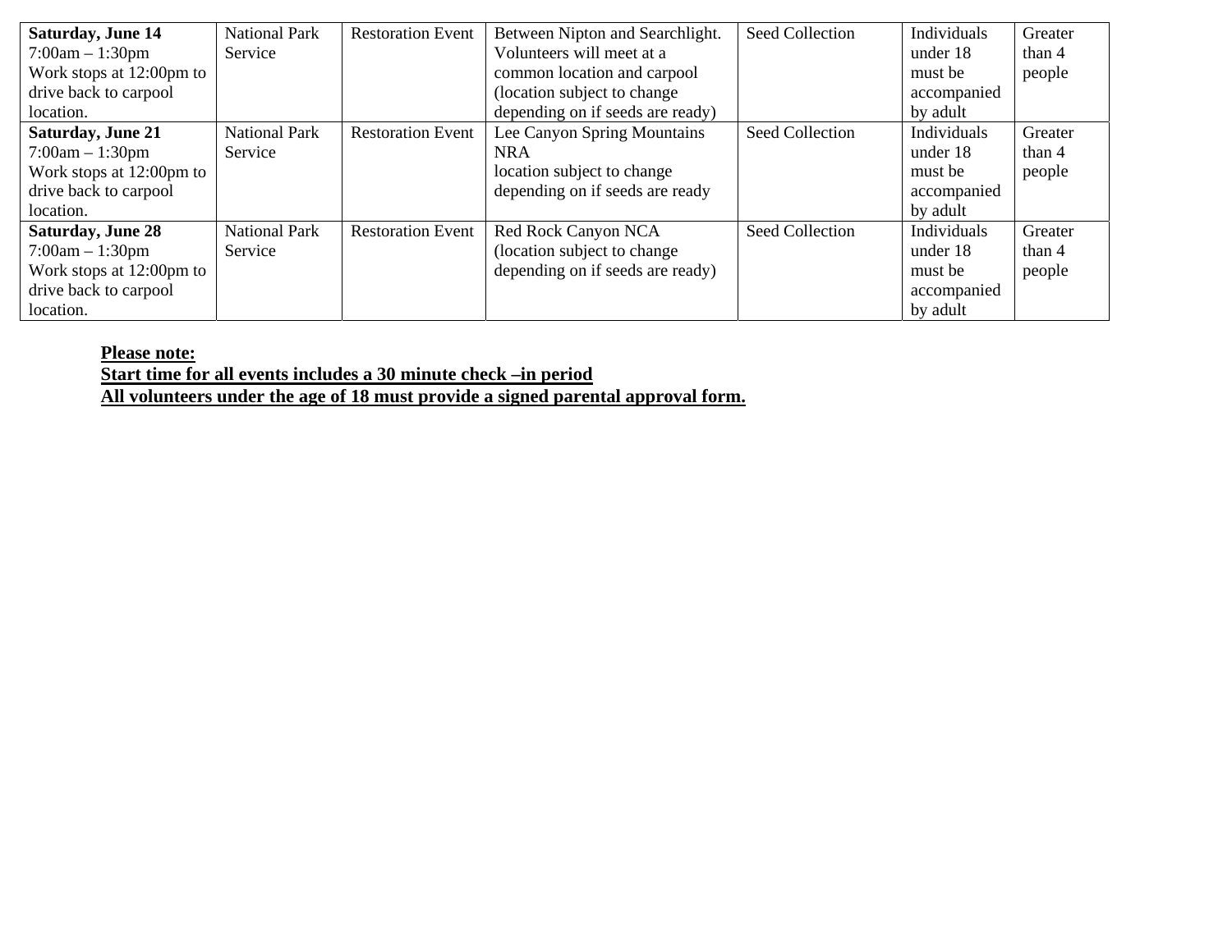| **Saturday, June 14** 7:00am – 1:30pm Work stops at 12:00pm to drive back to carpool location. | National Park Service | Restoration Event | Between Nipton and Searchlight. Volunteers will meet at a common location and carpool (location subject to change depending on if seeds are ready) | Seed Collection | Individuals under 18 must be accompanied by adult | Greater than 4 people |
|---|---|---|---|---|---|---|
| **Saturday, June 21** 7:00am – 1:30pm Work stops at 12:00pm to drive back to carpool location. | National Park Service | Restoration Event | Lee Canyon Spring Mountains NRA location subject to change depending on if seeds are ready | Seed Collection | Individuals under 18 must be accompanied by adult | Greater than 4 people |
| **Saturday, June 28** 7:00am – 1:30pm Work stops at 12:00pm to drive back to carpool location. | National Park Service | Restoration Event | Red Rock Canyon NCA (location subject to change depending on if seeds are ready) | Seed Collection | Individuals under 18 must be accompanied by adult | Greater than 4 people |

**Please note:**
**Start time for all events includes a 30 minute check –in period**
**All volunteers under the age of 18 must provide a signed parental approval form.**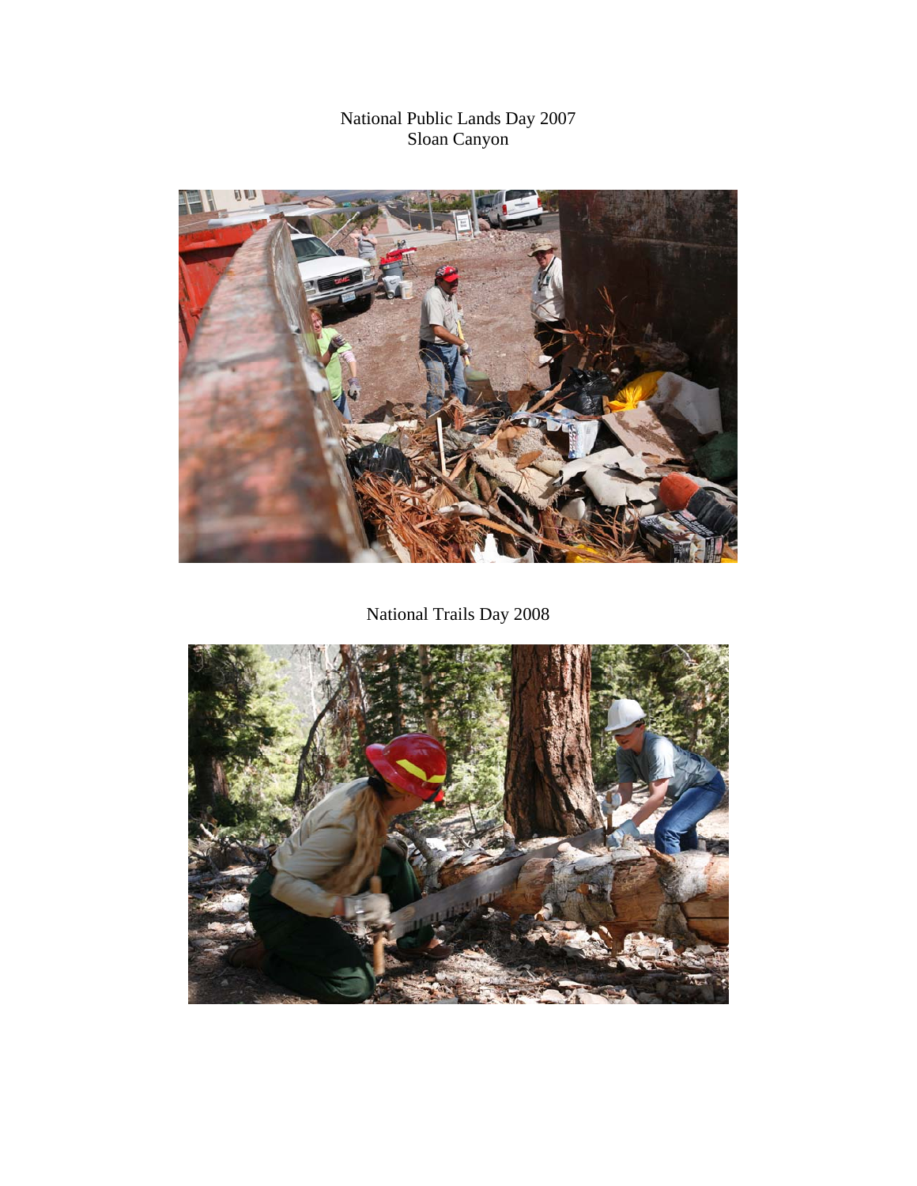National Public Lands Day 2007
Sloan Canyon

National Trails Day 2008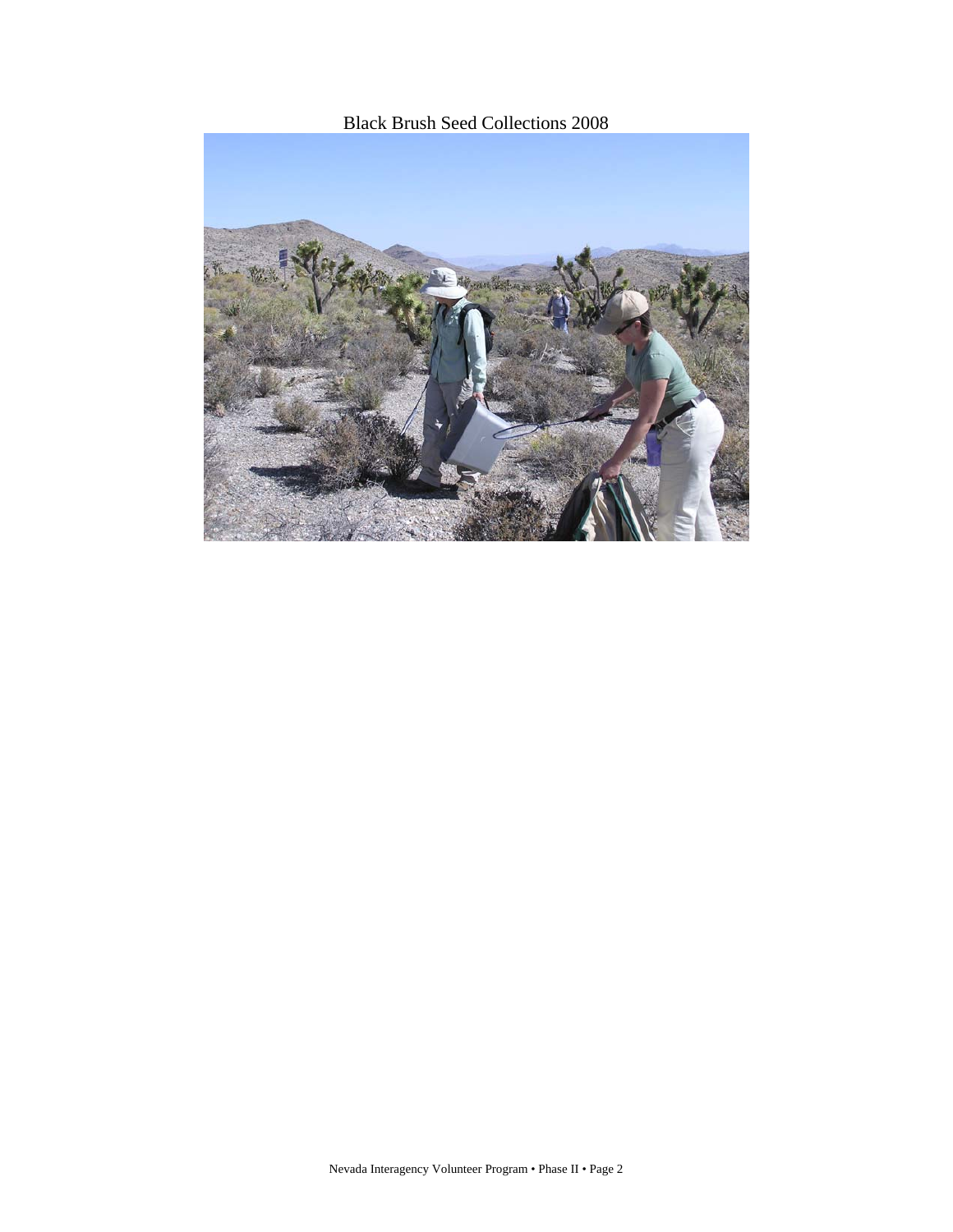Black Brush Seed Collections 2008